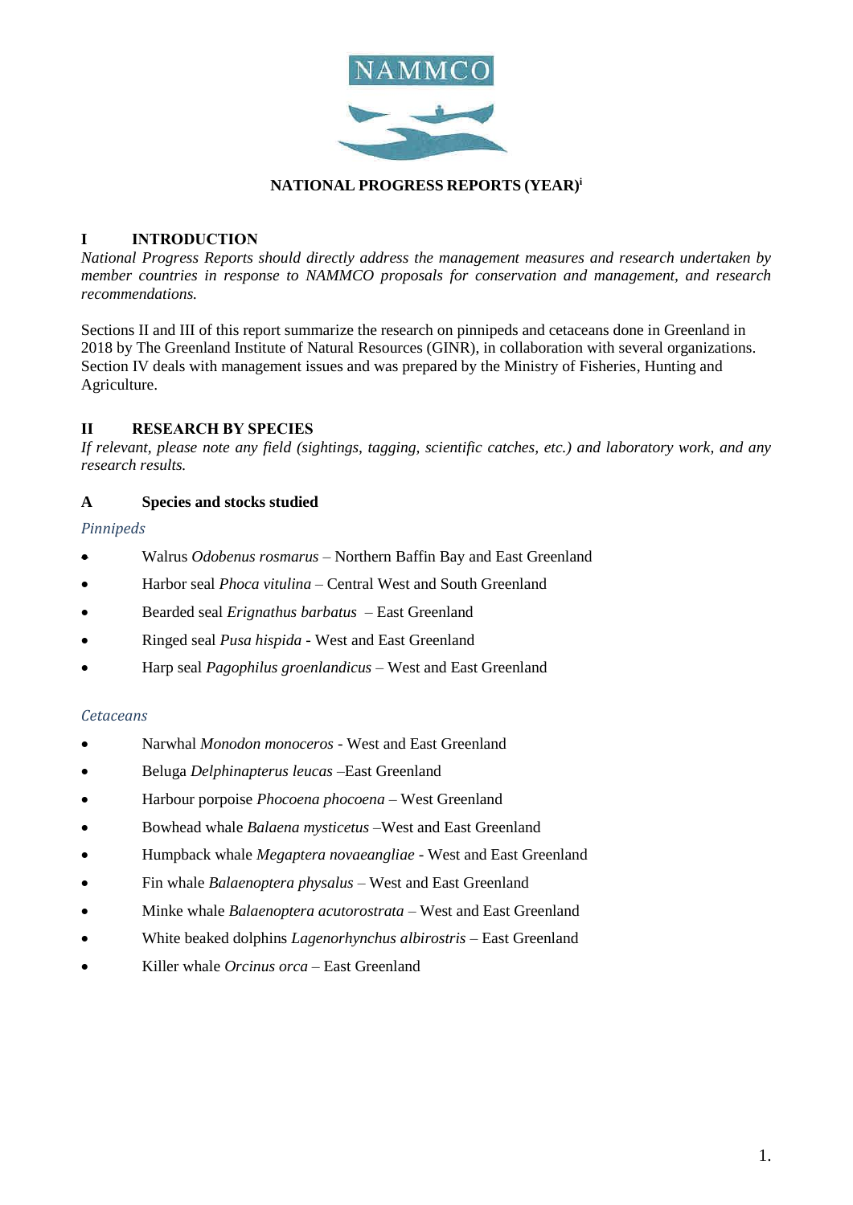NAMMCO

# NATIONAL PROGRESS REPORTS (YEAR)[i]

## I INTRODUCTION

*National Progress Reports should directly address the management measures and research undertaken by member countries in response to NAMMCO proposals for conservation and management, and research recommendations.*

Sections II and III of this report summarize the research on pinnipeds and cetaceans done in Greenland in 2018 by The Greenland Institute of Natural Resources (GINR), in collaboration with several organizations. Section IV deals with management issues and was prepared by the Ministry of Fisheries, Hunting and Agriculture.

## II RESEARCH BY SPECIES

*If relevant, please note any field (sightings, tagging, scientific catches, etc.) and laboratory work, and any research results.*

### A Species and stocks studied

*Pinnipeds*

- Walrus *Odobenus rosmarus* – Northern Baffin Bay and East Greenland
- Harbor seal *Phoca vitulina* – Central West and South Greenland
- Bearded seal *Erignathus barbatus* – East Greenland
- Ringed seal *Pusa hispida* - West and East Greenland
- Harp seal *Pagophilus groenlandicus* – West and East Greenland

*Cetaceans*

- Narwhal *Monodon monoceros* - West and East Greenland
- Beluga *Delphinapterus leucas* –East Greenland
- Harbour porpoise *Phocoena phocoena* – West Greenland
- Bowhead whale *Balaena mysticetus* –West and East Greenland
- Humpback whale *Megaptera novaeangliae* - West and East Greenland
- Fin whale *Balaenoptera physalus* – West and East Greenland
- Minke whale *Balaenoptera acutorostrata* – West and East Greenland
- White beaked dolphins *Lagenorhynchus albirostris* – East Greenland
- Killer whale *Orcinus orca* – East Greenland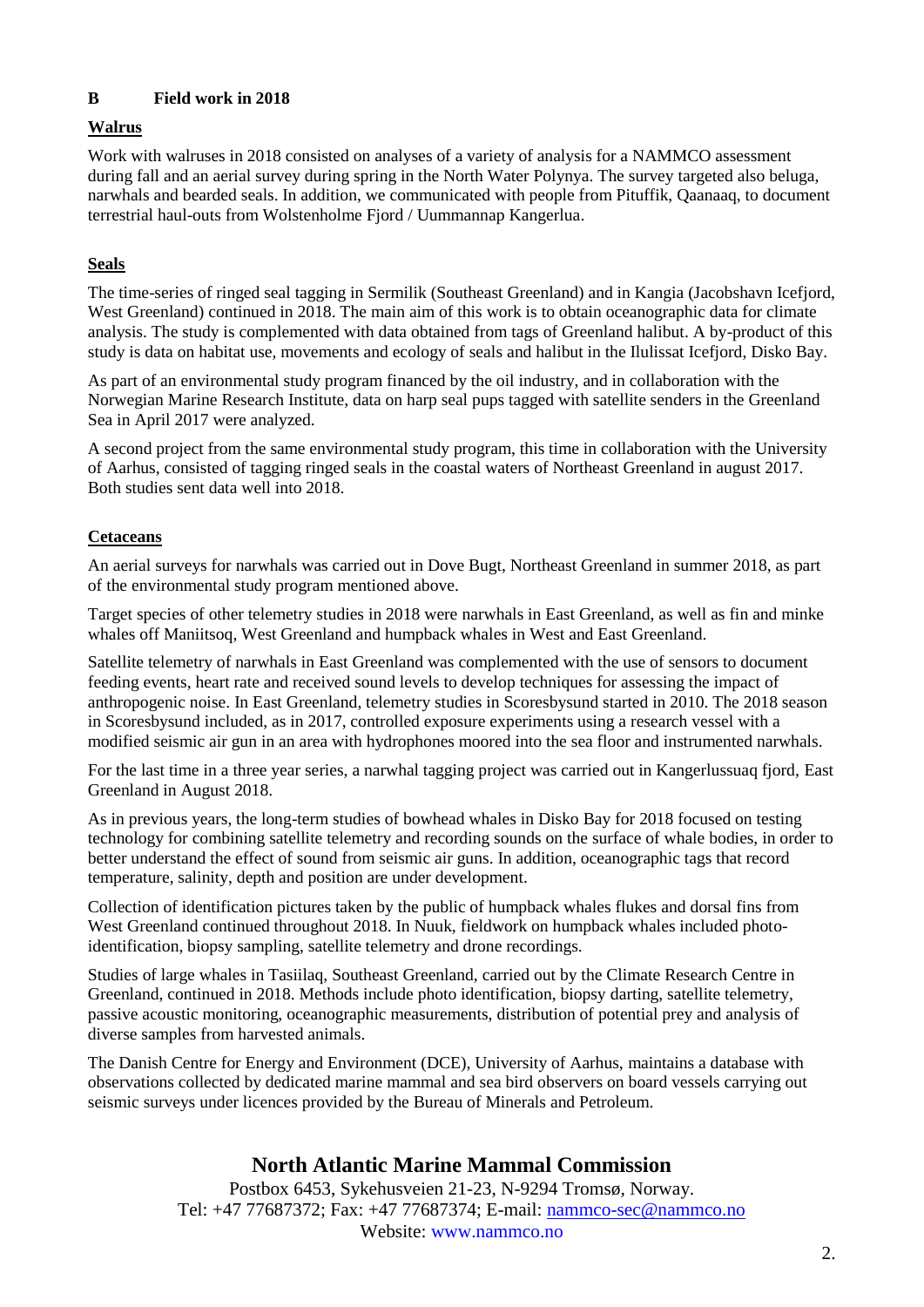## B Field work in 2018

### Walrus

Work with walruses in 2018 consisted on analyses of a variety of analysis for a NAMMCO assessment during fall and an aerial survey during spring in the North Water Polynya. The survey targeted also beluga, narwhals and bearded seals. In addition, we communicated with people from Pituffik, Qaanaaq, to document terrestrial haul-outs from Wolstenholme Fjord / Uummannap Kangerlua.

### Seals

The time-series of ringed seal tagging in Sermilik (Southeast Greenland) and in Kangia (Jacobshavn Icefjord, West Greenland) continued in 2018. The main aim of this work is to obtain oceanographic data for climate analysis. The study is complemented with data obtained from tags of Greenland halibut. A by-product of this study is data on habitat use, movements and ecology of seals and halibut in the Ilulissat Icefjord, Disko Bay.

As part of an environmental study program financed by the oil industry, and in collaboration with the Norwegian Marine Research Institute, data on harp seal pups tagged with satellite senders in the Greenland Sea in April 2017 were analyzed.

A second project from the same environmental study program, this time in collaboration with the University of Aarhus, consisted of tagging ringed seals in the coastal waters of Northeast Greenland in august 2017. Both studies sent data well into 2018.

### Cetaceans

An aerial surveys for narwhals was carried out in Dove Bugt, Northeast Greenland in summer 2018, as part of the environmental study program mentioned above.

Target species of other telemetry studies in 2018 were narwhals in East Greenland, as well as fin and minke whales off Maniitsoq, West Greenland and humpback whales in West and East Greenland.

Satellite telemetry of narwhals in East Greenland was complemented with the use of sensors to document feeding events, heart rate and received sound levels to develop techniques for assessing the impact of anthropogenic noise. In East Greenland, telemetry studies in Scoresbysund started in 2010. The 2018 season in Scoresbysund included, as in 2017, controlled exposure experiments using a research vessel with a modified seismic air gun in an area with hydrophones moored into the sea floor and instrumented narwhals.

For the last time in a three year series, a narwhal tagging project was carried out in Kangerlussuaq fjord, East Greenland in August 2018.

As in previous years, the long-term studies of bowhead whales in Disko Bay for 2018 focused on testing technology for combining satellite telemetry and recording sounds on the surface of whale bodies, in order to better understand the effect of sound from seismic air guns. In addition, oceanographic tags that record temperature, salinity, depth and position are under development.

Collection of identification pictures taken by the public of humpback whales flukes and dorsal fins from West Greenland continued throughout 2018. In Nuuk, fieldwork on humpback whales included photo-identification, biopsy sampling, satellite telemetry and drone recordings.

Studies of large whales in Tasiilaq, Southeast Greenland, carried out by the Climate Research Centre in Greenland, continued in 2018. Methods include photo identification, biopsy darting, satellite telemetry, passive acoustic monitoring, oceanographic measurements, distribution of potential prey and analysis of diverse samples from harvested animals.

The Danish Centre for Energy and Environment (DCE), University of Aarhus, maintains a database with observations collected by dedicated marine mammal and sea bird observers on board vessels carrying out seismic surveys under licences provided by the Bureau of Minerals and Petroleum.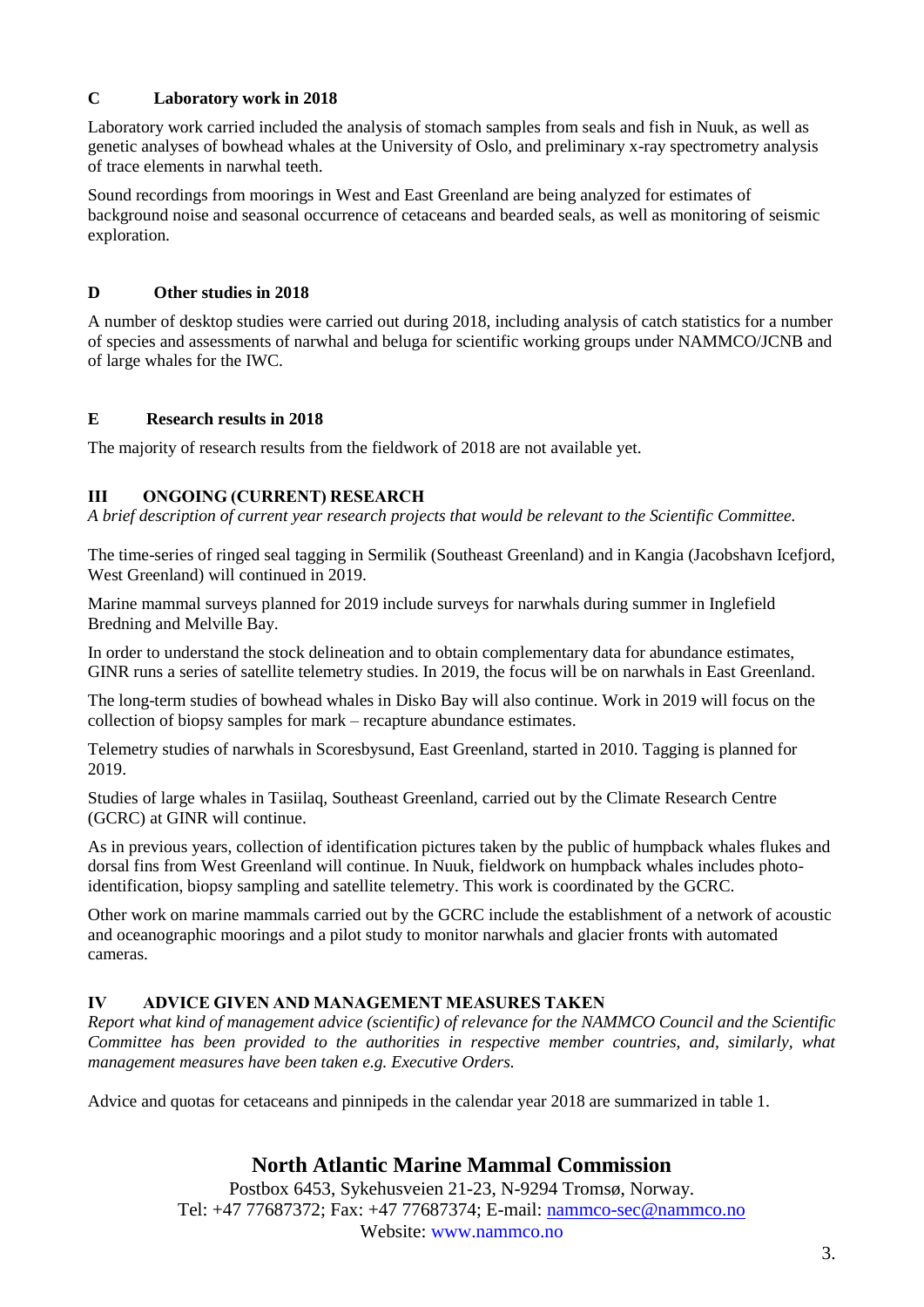### C Laboratory work in 2018

Laboratory work carried included the analysis of stomach samples from seals and fish in Nuuk, as well as genetic analyses of bowhead whales at the University of Oslo, and preliminary x-ray spectrometry analysis of trace elements in narwhal teeth.

Sound recordings from moorings in West and East Greenland are being analyzed for estimates of background noise and seasonal occurrence of cetaceans and bearded seals, as well as monitoring of seismic exploration.

### D Other studies in 2018

A number of desktop studies were carried out during 2018, including analysis of catch statistics for a number of species and assessments of narwhal and beluga for scientific working groups under NAMMCO/JCNB and of large whales for the IWC.

### E Research results in 2018

The majority of research results from the fieldwork of 2018 are not available yet.

## III ONGOING (CURRENT) RESEARCH

*A brief description of current year research projects that would be relevant to the Scientific Committee.*

The time-series of ringed seal tagging in Sermilik (Southeast Greenland) and in Kangia (Jacobshavn Icefjord, West Greenland) will continued in 2019.

Marine mammal surveys planned for 2019 include surveys for narwhals during summer in Inglefield Bredning and Melville Bay.

In order to understand the stock delineation and to obtain complementary data for abundance estimates, GINR runs a series of satellite telemetry studies. In 2019, the focus will be on narwhals in East Greenland.

The long-term studies of bowhead whales in Disko Bay will also continue. Work in 2019 will focus on the collection of biopsy samples for mark – recapture abundance estimates.

Telemetry studies of narwhals in Scoresbysund, East Greenland, started in 2010. Tagging is planned for 2019.

Studies of large whales in Tasiilaq, Southeast Greenland, carried out by the Climate Research Centre (GCRC) at GINR will continue.

As in previous years, collection of identification pictures taken by the public of humpback whales flukes and dorsal fins from West Greenland will continue. In Nuuk, fieldwork on humpback whales includes photo-identification, biopsy sampling and satellite telemetry. This work is coordinated by the GCRC.

Other work on marine mammals carried out by the GCRC include the establishment of a network of acoustic and oceanographic moorings and a pilot study to monitor narwhals and glacier fronts with automated cameras.

## IV ADVICE GIVEN AND MANAGEMENT MEASURES TAKEN

*Report what kind of management advice (scientific) of relevance for the NAMMCO Council and the Scientific Committee has been provided to the authorities in respective member countries, and, similarly, what management measures have been taken e.g. Executive Orders.*

Advice and quotas for cetaceans and pinnipeds in the calendar year 2018 are summarized in table 1.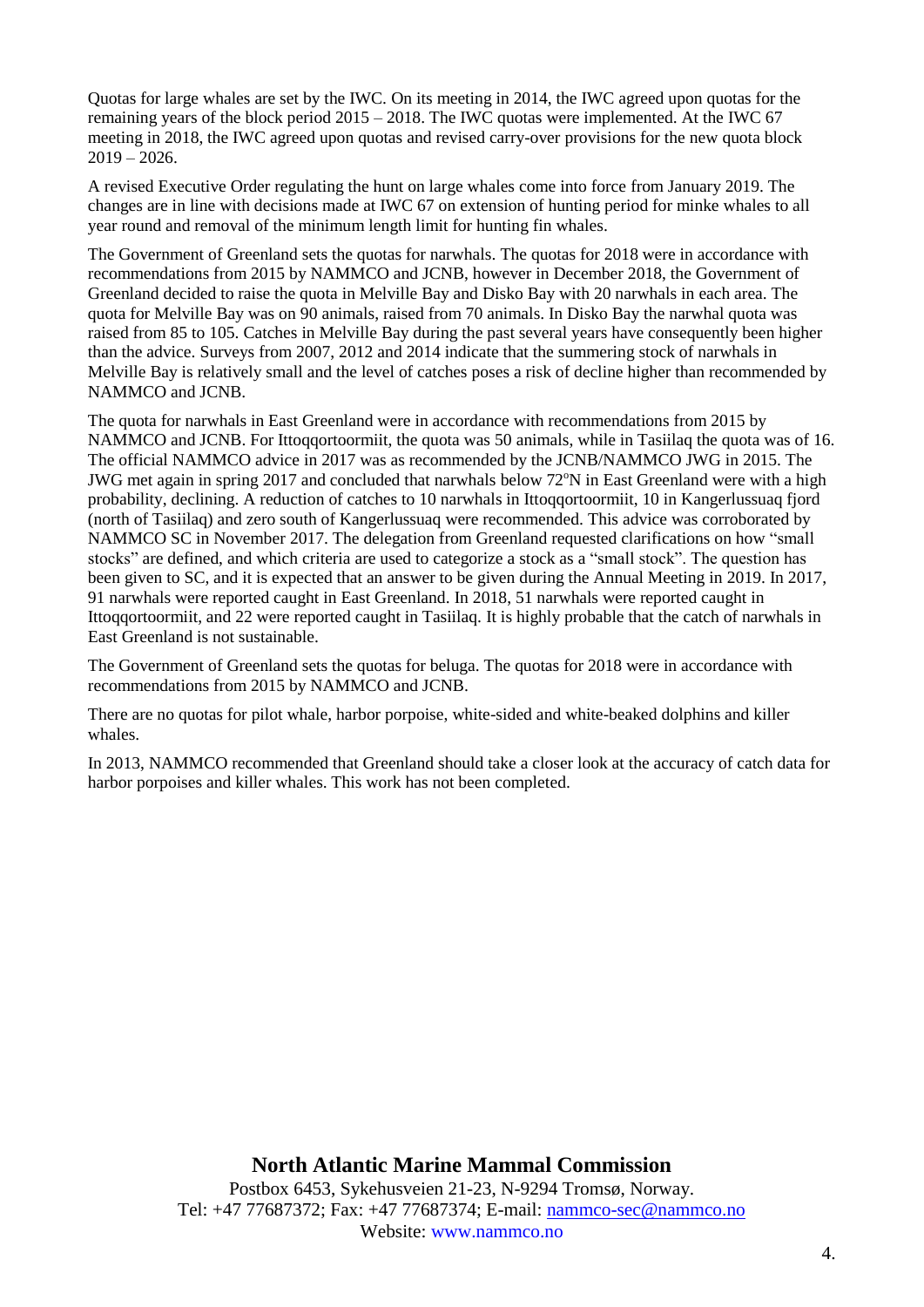Quotas for large whales are set by the IWC. On its meeting in 2014, the IWC agreed upon quotas for the remaining years of the block period 2015 – 2018. The IWC quotas were implemented. At the IWC 67 meeting in 2018, the IWC agreed upon quotas and revised carry-over provisions for the new quota block 2019 – 2026.

A revised Executive Order regulating the hunt on large whales come into force from January 2019. The changes are in line with decisions made at IWC 67 on extension of hunting period for minke whales to all year round and removal of the minimum length limit for hunting fin whales.

The Government of Greenland sets the quotas for narwhals. The quotas for 2018 were in accordance with recommendations from 2015 by NAMMCO and JCNB, however in December 2018, the Government of Greenland decided to raise the quota in Melville Bay and Disko Bay with 20 narwhals in each area. The quota for Melville Bay was on 90 animals, raised from 70 animals. In Disko Bay the narwhal quota was raised from 85 to 105. Catches in Melville Bay during the past several years have consequently been higher than the advice. Surveys from 2007, 2012 and 2014 indicate that the summering stock of narwhals in Melville Bay is relatively small and the level of catches poses a risk of decline higher than recommended by NAMMCO and JCNB.

The quota for narwhals in East Greenland were in accordance with recommendations from 2015 by NAMMCO and JCNB. For Ittoqqortoormiit, the quota was 50 animals, while in Tasiilaq the quota was of 16. The official NAMMCO advice in 2017 was as recommended by the JCNB/NAMMCO JWG in 2015. The JWG met again in spring 2017 and concluded that narwhals below 72°N in East Greenland were with a high probability, declining. A reduction of catches to 10 narwhals in Ittoqqortoormiit, 10 in Kangerlussuaq fjord (north of Tasiilaq) and zero south of Kangerlussuaq were recommended. This advice was corroborated by NAMMCO SC in November 2017. The delegation from Greenland requested clarifications on how "small stocks" are defined, and which criteria are used to categorize a stock as a "small stock". The question has been given to SC, and it is expected that an answer to be given during the Annual Meeting in 2019. In 2017, 91 narwhals were reported caught in East Greenland. In 2018, 51 narwhals were reported caught in Ittoqqortoormiit, and 22 were reported caught in Tasiilaq. It is highly probable that the catch of narwhals in East Greenland is not sustainable.

The Government of Greenland sets the quotas for beluga. The quotas for 2018 were in accordance with recommendations from 2015 by NAMMCO and JCNB.

There are no quotas for pilot whale, harbor porpoise, white-sided and white-beaked dolphins and killer whales.

In 2013, NAMMCO recommended that Greenland should take a closer look at the accuracy of catch data for harbor porpoises and killer whales. This work has not been completed.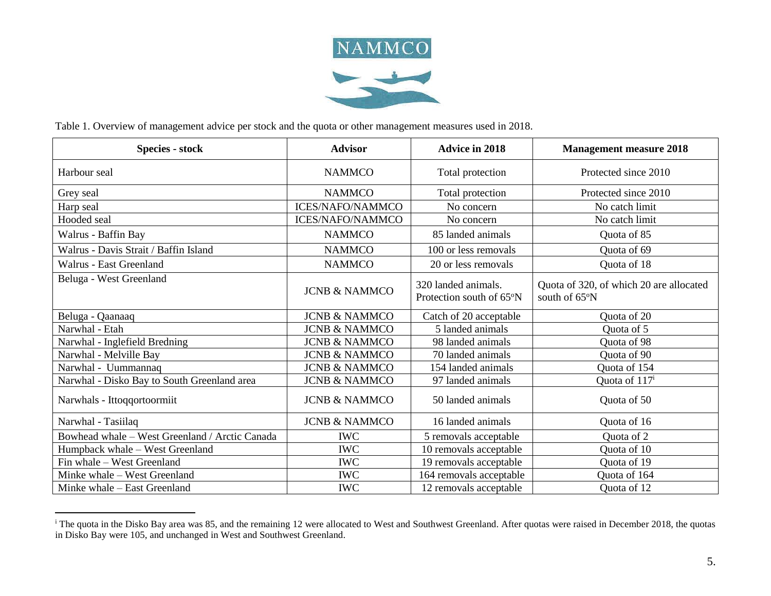Table 1. Overview of management advice per stock and the quota or other management measures used in 2018.

| Species - stock | Advisor | Advice in 2018 | Management measure 2018 |
|---|---|---|---|
| Harbour seal | NAMMCO | Total protection | Protected since 2010 |
| Grey seal | NAMMCO | Total protection | Protected since 2010 |
| Harp seal | ICES/NAFO/NAMMCO | No concern | No catch limit |
| Hooded seal | ICES/NAFO/NAMMCO | No concern | No catch limit |
| Walrus - Baffin Bay | NAMMCO | 85 landed animals | Quota of 85 |
| Walrus - Davis Strait / Baffin Island | NAMMCO | 100 or less removals | Quota of 69 |
| Walrus - East Greenland | NAMMCO | 20 or less removals | Quota of 18 |
| Beluga - West Greenland | JCNB & NAMMCO | 320 landed animals. Protection south of 65°N | Quota of 320, of which 20 are allocated south of 65°N |
| Beluga - Qaanaaq | JCNB & NAMMCO | Catch of 20 acceptable | Quota of 20 |
| Narwhal - Etah | JCNB & NAMMCO | 5 landed animals | Quota of 5 |
| Narwhal - Inglefield Bredning | JCNB & NAMMCO | 98 landed animals | Quota of 98 |
| Narwhal - Melville Bay | JCNB & NAMMCO | 70 landed animals | Quota of 90 |
| Narwhal - Uummannaq | JCNB & NAMMCO | 154 landed animals | Quota of 154 |
| Narwhal - Disko Bay to South Greenland area | JCNB & NAMMCO | 97 landed animals | Quota of 117[i] |
| Narwhals - Ittoqqortoormiit | JCNB & NAMMCO | 50 landed animals | Quota of 50 |
| Narwhal - Tasiilaq | JCNB & NAMMCO | 16 landed animals | Quota of 16 |
| Bowhead whale – West Greenland / Arctic Canada | IWC | 5 removals acceptable | Quota of 2 |
| Humpback whale – West Greenland | IWC | 10 removals acceptable | Quota of 10 |
| Fin whale – West Greenland | IWC | 19 removals acceptable | Quota of 19 |
| Minke whale – West Greenland | IWC | 164 removals acceptable | Quota of 164 |
| Minke whale – East Greenland | IWC | 12 removals acceptable | Quota of 12 |

[i] The quota in the Disko Bay area was 85, and the remaining 12 were allocated to West and Southwest Greenland. After quotas were raised in December 2018, the quotas in Disko Bay were 105, and unchanged in West and Southwest Greenland.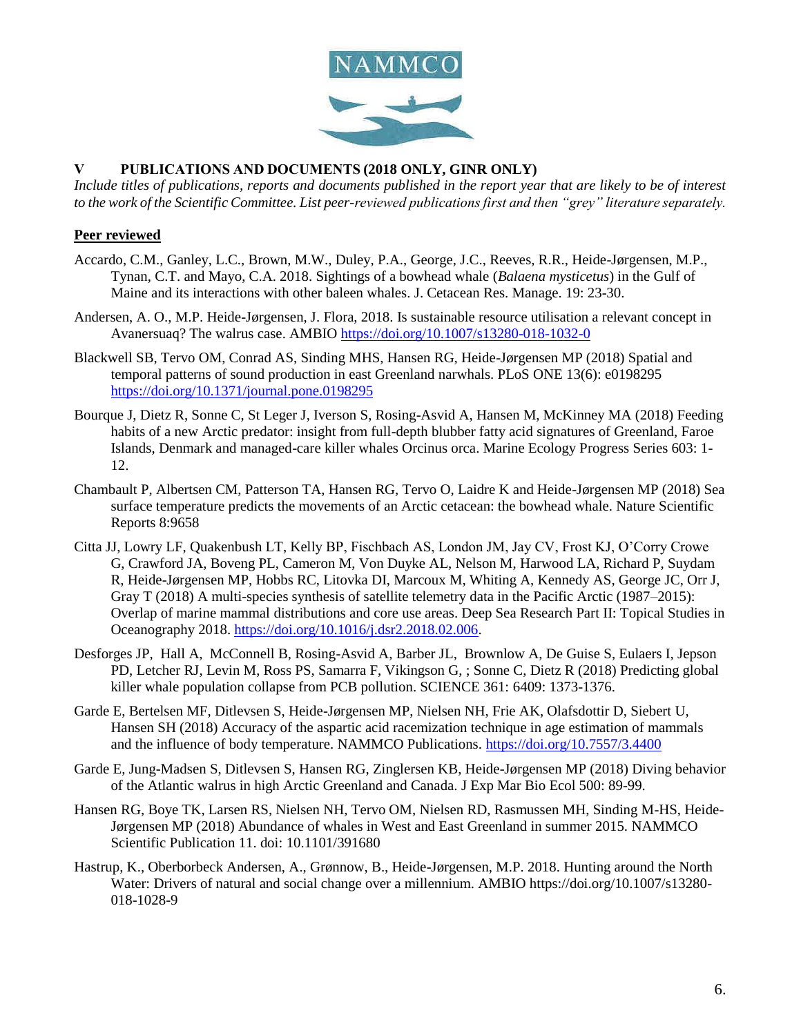# V PUBLICATIONS AND DOCUMENTS (2018 ONLY, GINR ONLY)

*Include titles of publications, reports and documents published in the report year that are likely to be of interest to the work of the Scientific Committee. List peer-reviewed publications first and then "grey" literature separately.*

## Peer reviewed

Accardo, C.M., Ganley, L.C., Brown, M.W., Duley, P.A., George, J.C., Reeves, R.R., Heide-Jørgensen, M.P., Tynan, C.T. and Mayo, C.A. 2018. Sightings of a bowhead whale (*Balaena mysticetus*) in the Gulf of Maine and its interactions with other baleen whales. J. Cetacean Res. Manage. 19: 23-30.

Andersen, A. O., M.P. Heide-Jørgensen, J. Flora, 2018. Is sustainable resource utilisation a relevant concept in Avanersuaq? The walrus case. AMBIO https://doi.org/10.1007/s13280-018-1032-0

Blackwell SB, Tervo OM, Conrad AS, Sinding MHS, Hansen RG, Heide-Jørgensen MP (2018) Spatial and temporal patterns of sound production in east Greenland narwhals. PLoS ONE 13(6): e0198295 https://doi.org/10.1371/journal.pone.0198295

Bourque J, Dietz R, Sonne C, St Leger J, Iverson S, Rosing-Asvid A, Hansen M, McKinney MA (2018) Feeding habits of a new Arctic predator: insight from full-depth blubber fatty acid signatures of Greenland, Faroe Islands, Denmark and managed-care killer whales Orcinus orca. Marine Ecology Progress Series 603: 1-12.

Chambault P, Albertsen CM, Patterson TA, Hansen RG, Tervo O, Laidre K and Heide-Jørgensen MP (2018) Sea surface temperature predicts the movements of an Arctic cetacean: the bowhead whale. Nature Scientific Reports 8:9658

Citta JJ, Lowry LF, Quakenbush LT, Kelly BP, Fischbach AS, London JM, Jay CV, Frost KJ, O'Corry Crowe G, Crawford JA, Boveng PL, Cameron M, Von Duyke AL, Nelson M, Harwood LA, Richard P, Suydam R, Heide-Jørgensen MP, Hobbs RC, Litovka DI, Marcoux M, Whiting A, Kennedy AS, George JC, Orr J, Gray T (2018) A multi-species synthesis of satellite telemetry data in the Pacific Arctic (1987–2015): Overlap of marine mammal distributions and core use areas. Deep Sea Research Part II: Topical Studies in Oceanography 2018. https://doi.org/10.1016/j.dsr2.2018.02.006.

Desforges JP, Hall A, McConnell B, Rosing-Asvid A, Barber JL, Brownlow A, De Guise S, Eulaers I, Jepson PD, Letcher RJ, Levin M, Ross PS, Samarra F, Vikingson G, ; Sonne C, Dietz R (2018) Predicting global killer whale population collapse from PCB pollution. SCIENCE 361: 6409: 1373-1376.

Garde E, Bertelsen MF, Ditlevsen S, Heide-Jørgensen MP, Nielsen NH, Frie AK, Olafsdottir D, Siebert U, Hansen SH (2018) Accuracy of the aspartic acid racemization technique in age estimation of mammals and the influence of body temperature. NAMMCO Publications. https://doi.org/10.7557/3.4400

Garde E, Jung-Madsen S, Ditlevsen S, Hansen RG, Zinglersen KB, Heide-Jørgensen MP (2018) Diving behavior of the Atlantic walrus in high Arctic Greenland and Canada. J Exp Mar Bio Ecol 500: 89-99.

Hansen RG, Boye TK, Larsen RS, Nielsen NH, Tervo OM, Nielsen RD, Rasmussen MH, Sinding M-HS, Heide-Jørgensen MP (2018) Abundance of whales in West and East Greenland in summer 2015. NAMMCO Scientific Publication 11. doi: 10.1101/391680

Hastrup, K., Oberborbeck Andersen, A., Grønnow, B., Heide-Jørgensen, M.P. 2018. Hunting around the North Water: Drivers of natural and social change over a millennium. AMBIO https://doi.org/10.1007/s13280-018-1028-9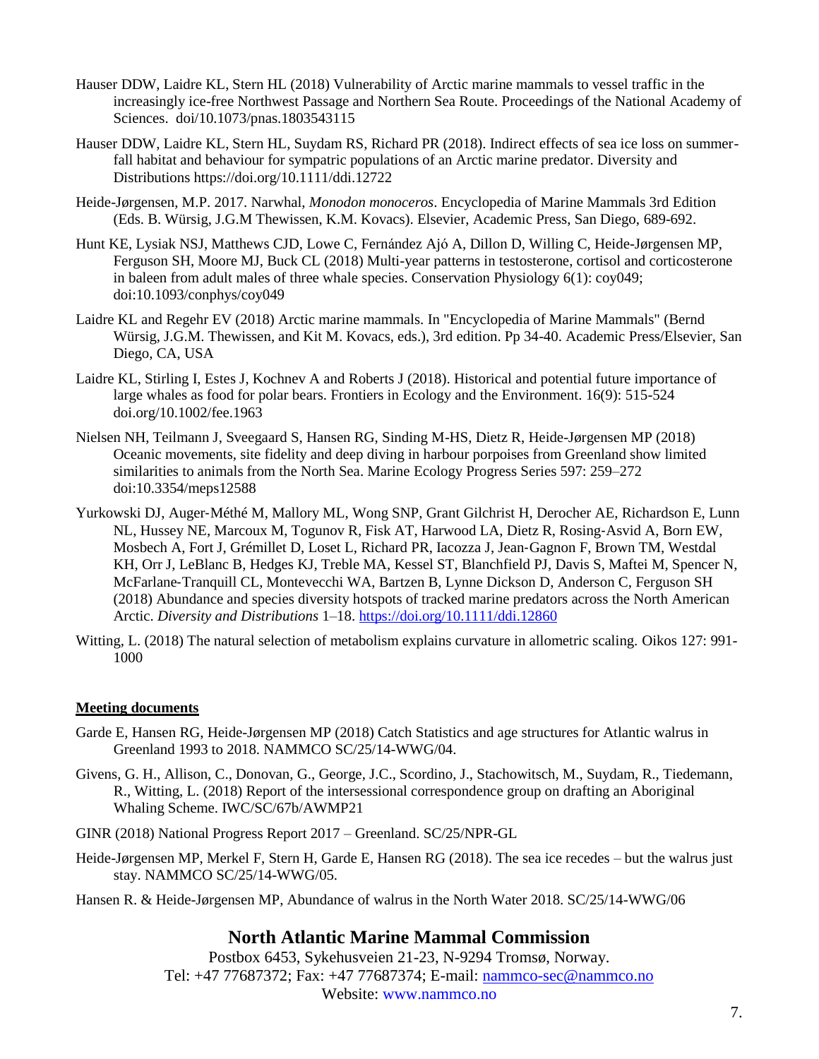Hauser DDW, Laidre KL, Stern HL (2018) Vulnerability of Arctic marine mammals to vessel traffic in the increasingly ice-free Northwest Passage and Northern Sea Route. Proceedings of the National Academy of Sciences. doi/10.1073/pnas.1803543115

Hauser DDW, Laidre KL, Stern HL, Suydam RS, Richard PR (2018). Indirect effects of sea ice loss on summer-fall habitat and behaviour for sympatric populations of an Arctic marine predator. Diversity and Distributions https://doi.org/10.1111/ddi.12722

Heide-Jørgensen, M.P. 2017. Narwhal, *Monodon monoceros*. Encyclopedia of Marine Mammals 3rd Edition (Eds. B. Würsig, J.G.M Thewissen, K.M. Kovacs). Elsevier, Academic Press, San Diego, 689-692.

Hunt KE, Lysiak NSJ, Matthews CJD, Lowe C, Fernández Ajó A, Dillon D, Willing C, Heide-Jørgensen MP, Ferguson SH, Moore MJ, Buck CL (2018) Multi-year patterns in testosterone, cortisol and corticosterone in baleen from adult males of three whale species. Conservation Physiology 6(1): coy049; doi:10.1093/conphys/coy049

Laidre KL and Regehr EV (2018) Arctic marine mammals. In "Encyclopedia of Marine Mammals" (Bernd Würsig, J.G.M. Thewissen, and Kit M. Kovacs, eds.), 3rd edition. Pp 34-40. Academic Press/Elsevier, San Diego, CA, USA

Laidre KL, Stirling I, Estes J, Kochnev A and Roberts J (2018). Historical and potential future importance of large whales as food for polar bears. Frontiers in Ecology and the Environment. 16(9): 515-524 doi.org/10.1002/fee.1963

Nielsen NH, Teilmann J, Sveegaard S, Hansen RG, Sinding M-HS, Dietz R, Heide-Jørgensen MP (2018) Oceanic movements, site fidelity and deep diving in harbour porpoises from Greenland show limited similarities to animals from the North Sea. Marine Ecology Progress Series 597: 259–272 doi:10.3354/meps12588

Yurkowski DJ, Auger-Méthé M, Mallory ML, Wong SNP, Grant Gilchrist H, Derocher AE, Richardson E, Lunn NL, Hussey NE, Marcoux M, Togunov R, Fisk AT, Harwood LA, Dietz R, Rosing-Asvid A, Born EW, Mosbech A, Fort J, Grémillet D, Loset L, Richard PR, Iacozza J, Jean-Gagnon F, Brown TM, Westdal KH, Orr J, LeBlanc B, Hedges KJ, Treble MA, Kessel ST, Blanchfield PJ, Davis S, Maftei M, Spencer N, McFarlane-Tranquill CL, Montevecchi WA, Bartzen B, Lynne Dickson D, Anderson C, Ferguson SH (2018) Abundance and species diversity hotspots of tracked marine predators across the North American Arctic. *Diversity and Distributions* 1–18. https://doi.org/10.1111/ddi.12860

Witting, L. (2018) The natural selection of metabolism explains curvature in allometric scaling. Oikos 127: 991-1000

**Meeting documents**

Garde E, Hansen RG, Heide-Jørgensen MP (2018) Catch Statistics and age structures for Atlantic walrus in Greenland 1993 to 2018. NAMMCO SC/25/14-WWG/04.

Givens, G. H., Allison, C., Donovan, G., George, J.C., Scordino, J., Stachowitsch, M., Suydam, R., Tiedemann, R., Witting, L. (2018) Report of the intersessional correspondence group on drafting an Aboriginal Whaling Scheme. IWC/SC/67b/AWMP21

GINR (2018) National Progress Report 2017 – Greenland. SC/25/NPR-GL

Heide-Jørgensen MP, Merkel F, Stern H, Garde E, Hansen RG (2018). The sea ice recedes – but the walrus just stay. NAMMCO SC/25/14-WWG/05.

Hansen R. & Heide-Jørgensen MP, Abundance of walrus in the North Water 2018. SC/25/14-WWG/06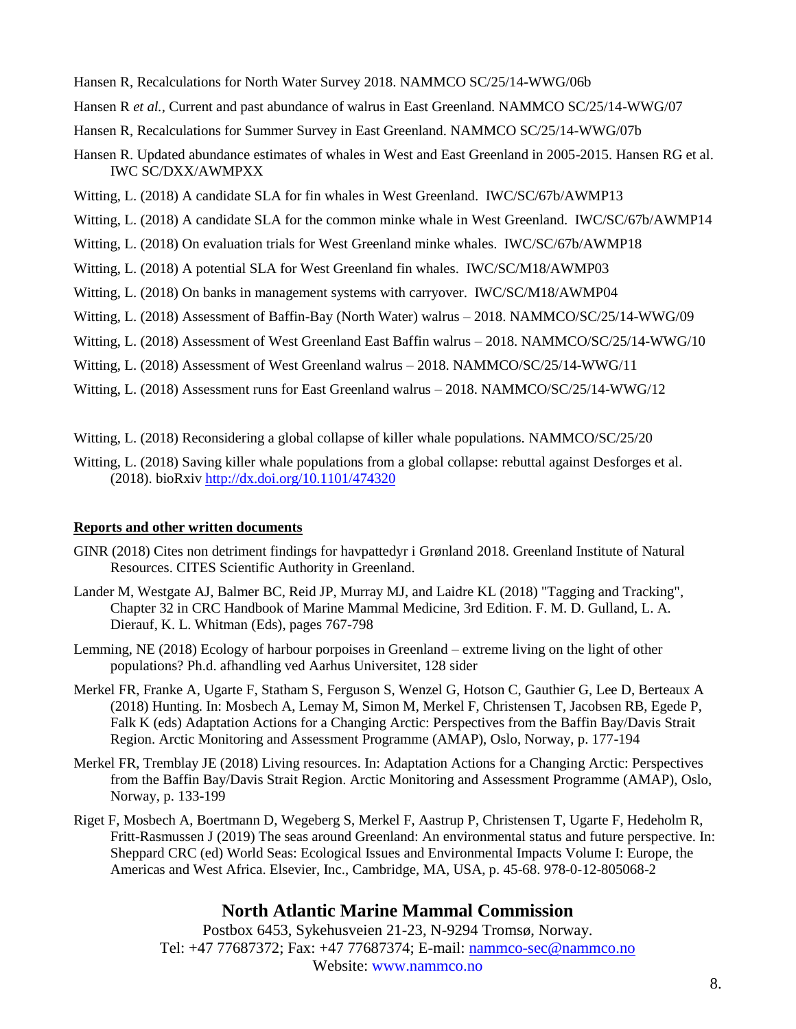Hansen R, Recalculations for North Water Survey 2018. NAMMCO SC/25/14-WWG/06b

Hansen R *et al.*, Current and past abundance of walrus in East Greenland. NAMMCO SC/25/14-WWG/07

Hansen R, Recalculations for Summer Survey in East Greenland. NAMMCO SC/25/14-WWG/07b

Hansen R. Updated abundance estimates of whales in West and East Greenland in 2005-2015. Hansen RG et al. IWC SC/DXX/AWMPXX

Witting, L. (2018) A candidate SLA for fin whales in West Greenland. IWC/SC/67b/AWMP13

Witting, L. (2018) A candidate SLA for the common minke whale in West Greenland. IWC/SC/67b/AWMP14

Witting, L. (2018) On evaluation trials for West Greenland minke whales. IWC/SC/67b/AWMP18

Witting, L. (2018) A potential SLA for West Greenland fin whales. IWC/SC/M18/AWMP03

Witting, L. (2018) On banks in management systems with carryover. IWC/SC/M18/AWMP04

Witting, L. (2018) Assessment of Baffin-Bay (North Water) walrus – 2018. NAMMCO/SC/25/14-WWG/09

Witting, L. (2018) Assessment of West Greenland East Baffin walrus – 2018. NAMMCO/SC/25/14-WWG/10

Witting, L. (2018) Assessment of West Greenland walrus – 2018. NAMMCO/SC/25/14-WWG/11

Witting, L. (2018) Assessment runs for East Greenland walrus – 2018. NAMMCO/SC/25/14-WWG/12

Witting, L. (2018) Reconsidering a global collapse of killer whale populations. NAMMCO/SC/25/20

Witting, L. (2018) Saving killer whale populations from a global collapse: rebuttal against Desforges et al. (2018). bioRxiv http://dx.doi.org/10.1101/474320

**Reports and other written documents**

GINR (2018) Cites non detriment findings for havpattedyr i Grønland 2018. Greenland Institute of Natural Resources. CITES Scientific Authority in Greenland.

Lander M, Westgate AJ, Balmer BC, Reid JP, Murray MJ, and Laidre KL (2018) "Tagging and Tracking", Chapter 32 in CRC Handbook of Marine Mammal Medicine, 3rd Edition. F. M. D. Gulland, L. A. Dierauf, K. L. Whitman (Eds), pages 767-798

Lemming, NE (2018) Ecology of harbour porpoises in Greenland – extreme living on the light of other populations? Ph.d. afhandling ved Aarhus Universitet, 128 sider

Merkel FR, Franke A, Ugarte F, Statham S, Ferguson S, Wenzel G, Hotson C, Gauthier G, Lee D, Berteaux A (2018) Hunting. In: Mosbech A, Lemay M, Simon M, Merkel F, Christensen T, Jacobsen RB, Egede P, Falk K (eds) Adaptation Actions for a Changing Arctic: Perspectives from the Baffin Bay/Davis Strait Region. Arctic Monitoring and Assessment Programme (AMAP), Oslo, Norway, p. 177-194

Merkel FR, Tremblay JE (2018) Living resources. In: Adaptation Actions for a Changing Arctic: Perspectives from the Baffin Bay/Davis Strait Region. Arctic Monitoring and Assessment Programme (AMAP), Oslo, Norway, p. 133-199

Riget F, Mosbech A, Boertmann D, Wegeberg S, Merkel F, Aastrup P, Christensen T, Ugarte F, Hedeholm R, Fritt-Rasmussen J (2019) The seas around Greenland: An environmental status and future perspective. In: Sheppard CRC (ed) World Seas: Ecological Issues and Environmental Impacts Volume I: Europe, the Americas and West Africa. Elsevier, Inc., Cambridge, MA, USA, p. 45-68. 978-0-12-805068-2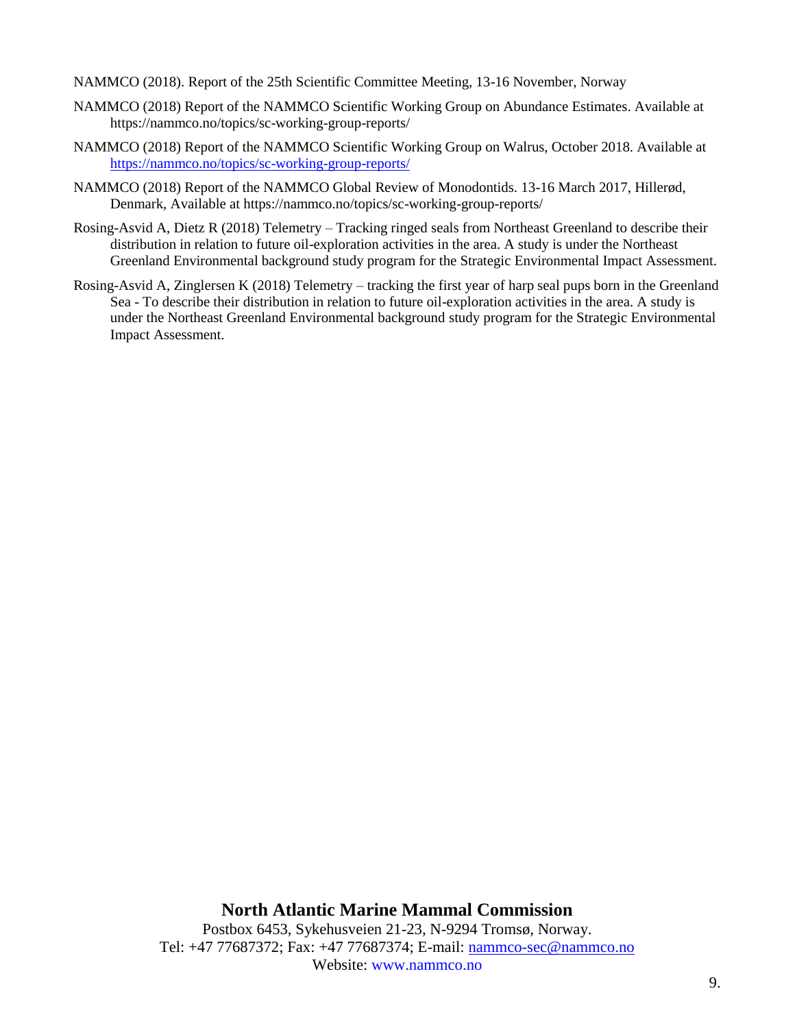NAMMCO (2018). Report of the 25th Scientific Committee Meeting, 13-16 November, Norway

NAMMCO (2018) Report of the NAMMCO Scientific Working Group on Abundance Estimates. Available at https://nammco.no/topics/sc-working-group-reports/

NAMMCO (2018) Report of the NAMMCO Scientific Working Group on Walrus, October 2018. Available at https://nammco.no/topics/sc-working-group-reports/

NAMMCO (2018) Report of the NAMMCO Global Review of Monodontids. 13-16 March 2017, Hillerød, Denmark, Available at https://nammco.no/topics/sc-working-group-reports/

Rosing-Asvid A, Dietz R (2018) Telemetry – Tracking ringed seals from Northeast Greenland to describe their distribution in relation to future oil-exploration activities in the area. A study is under the Northeast Greenland Environmental background study program for the Strategic Environmental Impact Assessment.

Rosing-Asvid A, Zinglersen K (2018) Telemetry – tracking the first year of harp seal pups born in the Greenland Sea - To describe their distribution in relation to future oil-exploration activities in the area. A study is under the Northeast Greenland Environmental background study program for the Strategic Environmental Impact Assessment.

**North Atlantic Marine Mammal Commission**

Postbox 6453, Sykehusveien 21-23, N-9294 Tromsø, Norway.
Tel: +47 77687372; Fax: +47 77687374; E-mail: nammco-sec@nammco.no
Website: www.nammco.no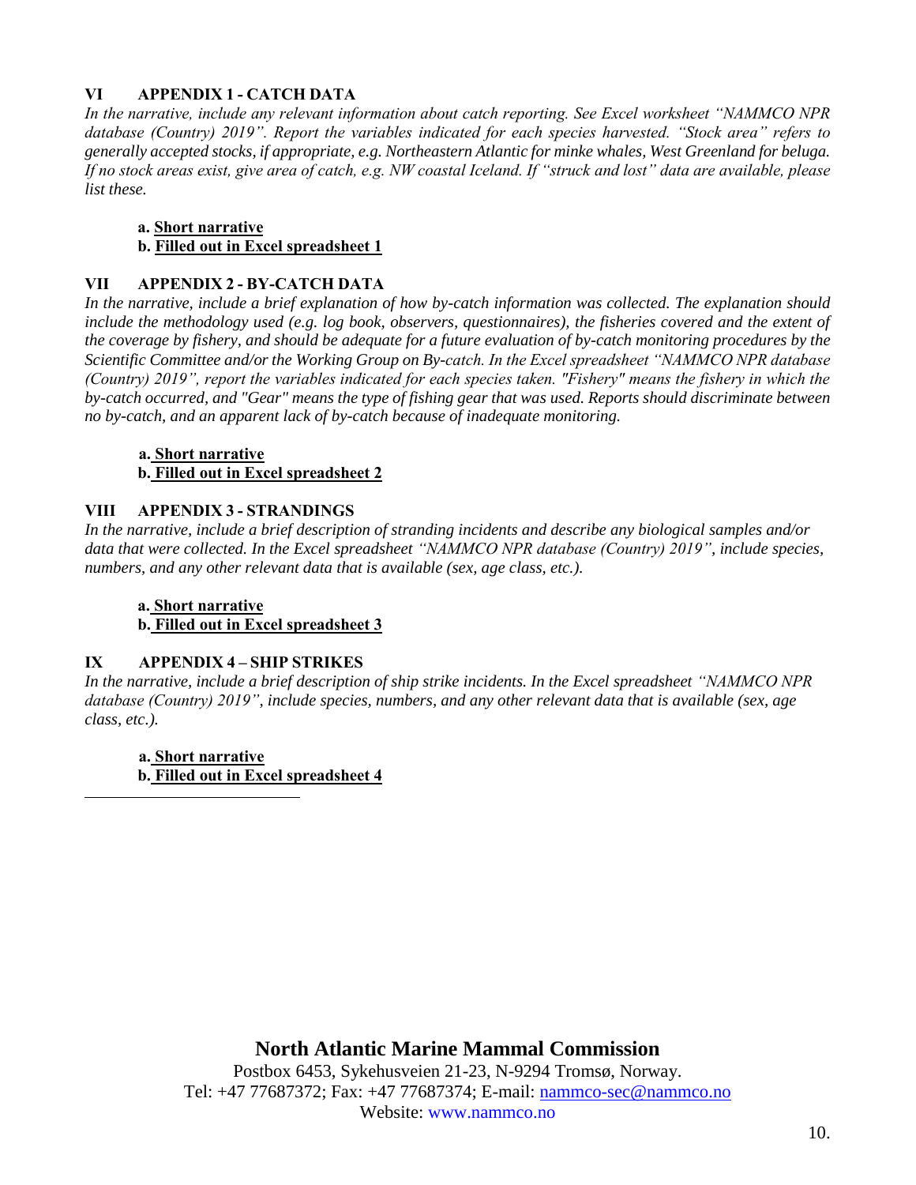## VI APPENDIX 1 - CATCH DATA

*In the narrative, include any relevant information about catch reporting. See Excel worksheet "NAMMCO NPR database (Country) 2019". Report the variables indicated for each species harvested. "Stock area" refers to generally accepted stocks, if appropriate, e.g. Northeastern Atlantic for minke whales, West Greenland for beluga. If no stock areas exist, give area of catch, e.g. NW coastal Iceland. If "struck and lost" data are available, please list these.*

**a. Short narrative**
**b. Filled out in Excel spreadsheet 1**

## VII APPENDIX 2 - BY-CATCH DATA

*In the narrative, include a brief explanation of how by-catch information was collected. The explanation should include the methodology used (e.g. log book, observers, questionnaires), the fisheries covered and the extent of the coverage by fishery, and should be adequate for a future evaluation of by-catch monitoring procedures by the Scientific Committee and/or the Working Group on By-catch. In the Excel spreadsheet "NAMMCO NPR database (Country) 2019", report the variables indicated for each species taken. "Fishery" means the fishery in which the by-catch occurred, and "Gear" means the type of fishing gear that was used. Reports should discriminate between no by-catch, and an apparent lack of by-catch because of inadequate monitoring.*

**a. Short narrative**
**b. Filled out in Excel spreadsheet 2**

## VIII APPENDIX 3 - STRANDINGS

*In the narrative, include a brief description of stranding incidents and describe any biological samples and/or data that were collected. In the Excel spreadsheet "NAMMCO NPR database (Country) 2019", include species, numbers, and any other relevant data that is available (sex, age class, etc.).*

**a. Short narrative**
**b. Filled out in Excel spreadsheet 3**

## IX APPENDIX 4 – SHIP STRIKES

*In the narrative, include a brief description of ship strike incidents. In the Excel spreadsheet "NAMMCO NPR database (Country) 2019", include species, numbers, and any other relevant data that is available (sex, age class, etc.).*

**a. Short narrative**
**b. Filled out in Excel spreadsheet 4**

---

**North Atlantic Marine Mammal Commission**

Postbox 6453, Sykehusveien 21-23, N-9294 Tromsø, Norway.
Tel: +47 77687372; Fax: +47 77687374; E-mail: nammco-sec@nammco.no
Website: www.nammco.no